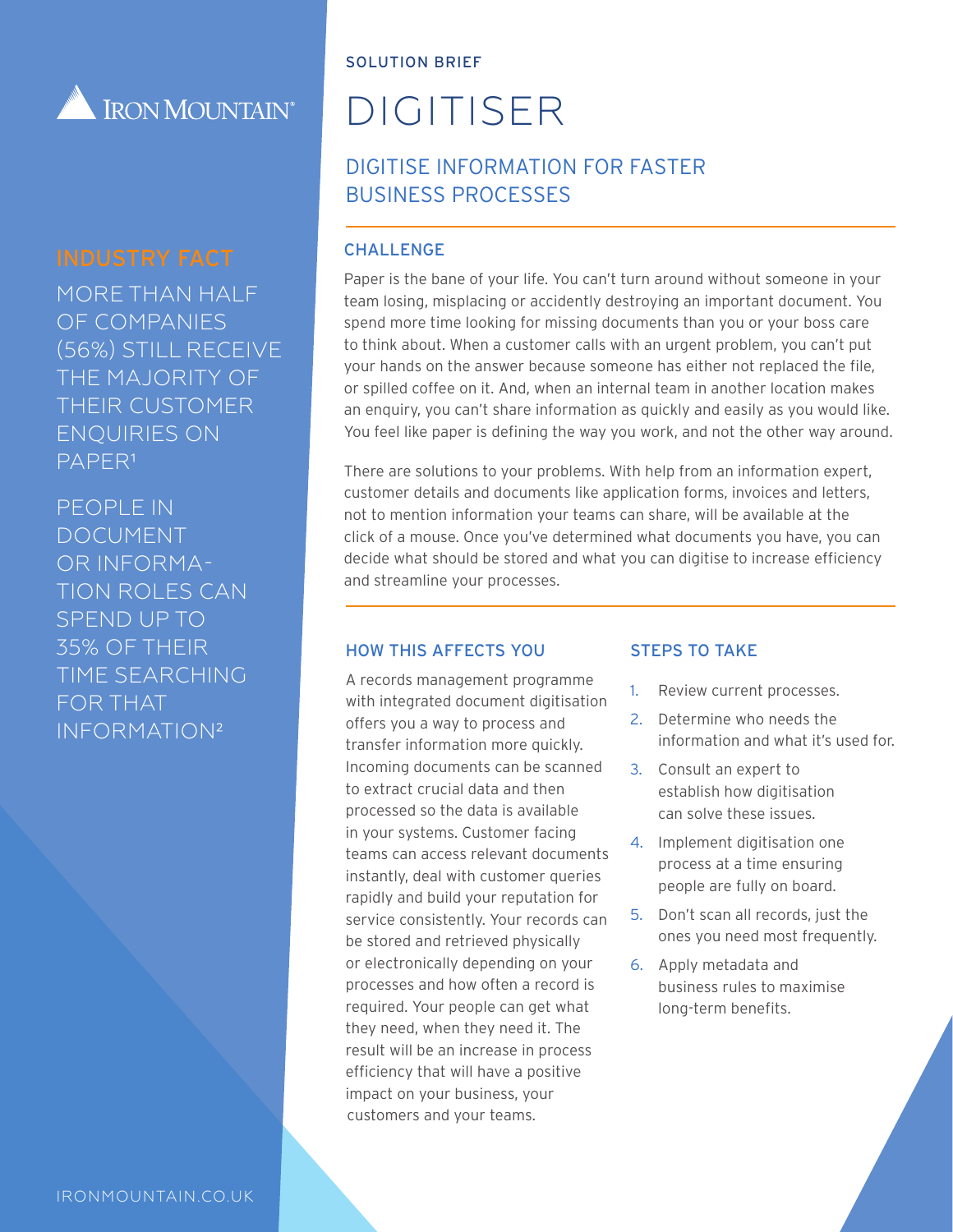IRON MOUNTAIN®

SOLUTION BRIEF

# DIGITISER

## DIGITISE INFORMATION FOR FASTER BUSINESS PROCESSES

### INDUSTRY FACT

MORE THAN HALF OF COMPANIES (56%) STILL RECEIVE THE MAJORITY OF THEIR CUSTOMER ENQUIRIES ON PAPER[1]

PEOPLE IN DOCUMENT OR INFORMATION ROLES CAN SPEND UP TO 35% OF THEIR TIME SEARCHING FOR THAT INFORMATION[2]

### CHALLENGE

Paper is the bane of your life. You can't turn around without someone in your team losing, misplacing or accidently destroying an important document. You spend more time looking for missing documents than you or your boss care to think about. When a customer calls with an urgent problem, you can't put your hands on the answer because someone has either not replaced the file, or spilled coffee on it. And, when an internal team in another location makes an enquiry, you can't share information as quickly and easily as you would like. You feel like paper is defining the way you work, and not the other way around.

There are solutions to your problems. With help from an information expert, customer details and documents like application forms, invoices and letters, not to mention information your teams can share, will be available at the click of a mouse. Once you've determined what documents you have, you can decide what should be stored and what you can digitise to increase efficiency and streamline your processes.

### HOW THIS AFFECTS YOU

A records management programme with integrated document digitisation offers you a way to process and transfer information more quickly. Incoming documents can be scanned to extract crucial data and then processed so the data is available in your systems. Customer facing teams can access relevant documents instantly, deal with customer queries rapidly and build your reputation for service consistently. Your records can be stored and retrieved physically or electronically depending on your processes and how often a record is required. Your people can get what they need, when they need it. The result will be an increase in process efficiency that will have a positive impact on your business, your customers and your teams.

### STEPS TO TAKE

1. Review current processes.
2. Determine who needs the information and what it's used for.
3. Consult an expert to establish how digitisation can solve these issues.
4. Implement digitisation one process at a time ensuring people are fully on board.
5. Don't scan all records, just the ones you need most frequently.
6. Apply metadata and business rules to maximise long-term benefits.

IRONMOUNTAIN.CO.UK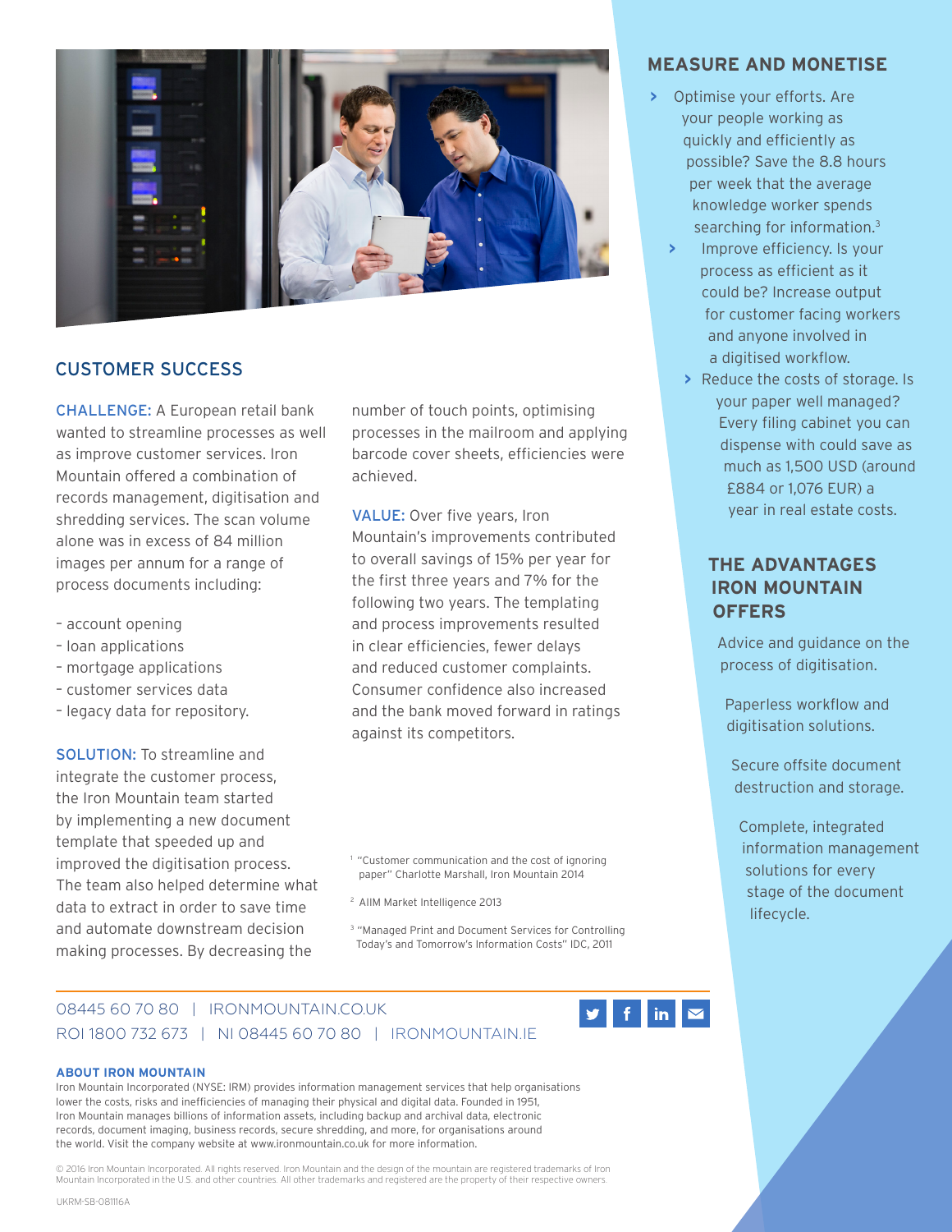## CUSTOMER SUCCESS

**CHALLENGE:** A European retail bank wanted to streamline processes as well as improve customer services. Iron Mountain offered a combination of records management, digitisation and shredding services. The scan volume alone was in excess of 84 million images per annum for a range of process documents including:

- account opening
- loan applications
- mortgage applications
- customer services data
- legacy data for repository.

**SOLUTION:** To streamline and integrate the customer process, the Iron Mountain team started by implementing a new document template that speeded up and improved the digitisation process. The team also helped determine what data to extract in order to save time and automate downstream decision making processes. By decreasing the number of touch points, optimising processes in the mailroom and applying barcode cover sheets, efficiencies were achieved.

**VALUE:** Over five years, Iron Mountain's improvements contributed to overall savings of 15% per year for the first three years and 7% for the following two years. The templating and process improvements resulted in clear efficiencies, fewer delays and reduced customer complaints. Consumer confidence also increased and the bank moved forward in ratings against its competitors.

[1] "Customer communication and the cost of ignoring paper" Charlotte Marshall, Iron Mountain 2014

[2] AIIM Market Intelligence 2013

[3] "Managed Print and Document Services for Controlling Today's and Tomorrow's Information Costs" IDC, 2011

## MEASURE AND MONETISE

- Optimise your efforts. Are your people working as quickly and efficiently as possible? Save the 8.8 hours per week that the average knowledge worker spends searching for information.[3]
- Improve efficiency. Is your process as efficient as it could be? Increase output for customer facing workers and anyone involved in a digitised workflow.
- Reduce the costs of storage. Is your paper well managed? Every filing cabinet you can dispense with could save as much as 1,500 USD (around £884 or 1,076 EUR) a year in real estate costs.

## THE ADVANTAGES IRON MOUNTAIN OFFERS

Advice and guidance on the process of digitisation.

Paperless workflow and digitisation solutions.

Secure offsite document destruction and storage.

Complete, integrated information management solutions for every stage of the document lifecycle.

08445 60 70 80 | IRONMOUNTAIN.CO.UK
ROI 1800 732 673 | NI 08445 60 70 80 | IRONMOUNTAIN.IE

**ABOUT IRON MOUNTAIN**

Iron Mountain Incorporated (NYSE: IRM) provides information management services that help organisations lower the costs, risks and inefficiencies of managing their physical and digital data. Founded in 1951, Iron Mountain manages billions of information assets, including backup and archival data, electronic records, document imaging, business records, secure shredding, and more, for organisations around the world. Visit the company website at www.ironmountain.co.uk for more information.

© 2016 Iron Mountain Incorporated. All rights reserved. Iron Mountain and the design of the mountain are registered trademarks of Iron Mountain Incorporated in the U.S. and other countries. All other trademarks and registered are the property of their respective owners.

UKRM-SB-081116A